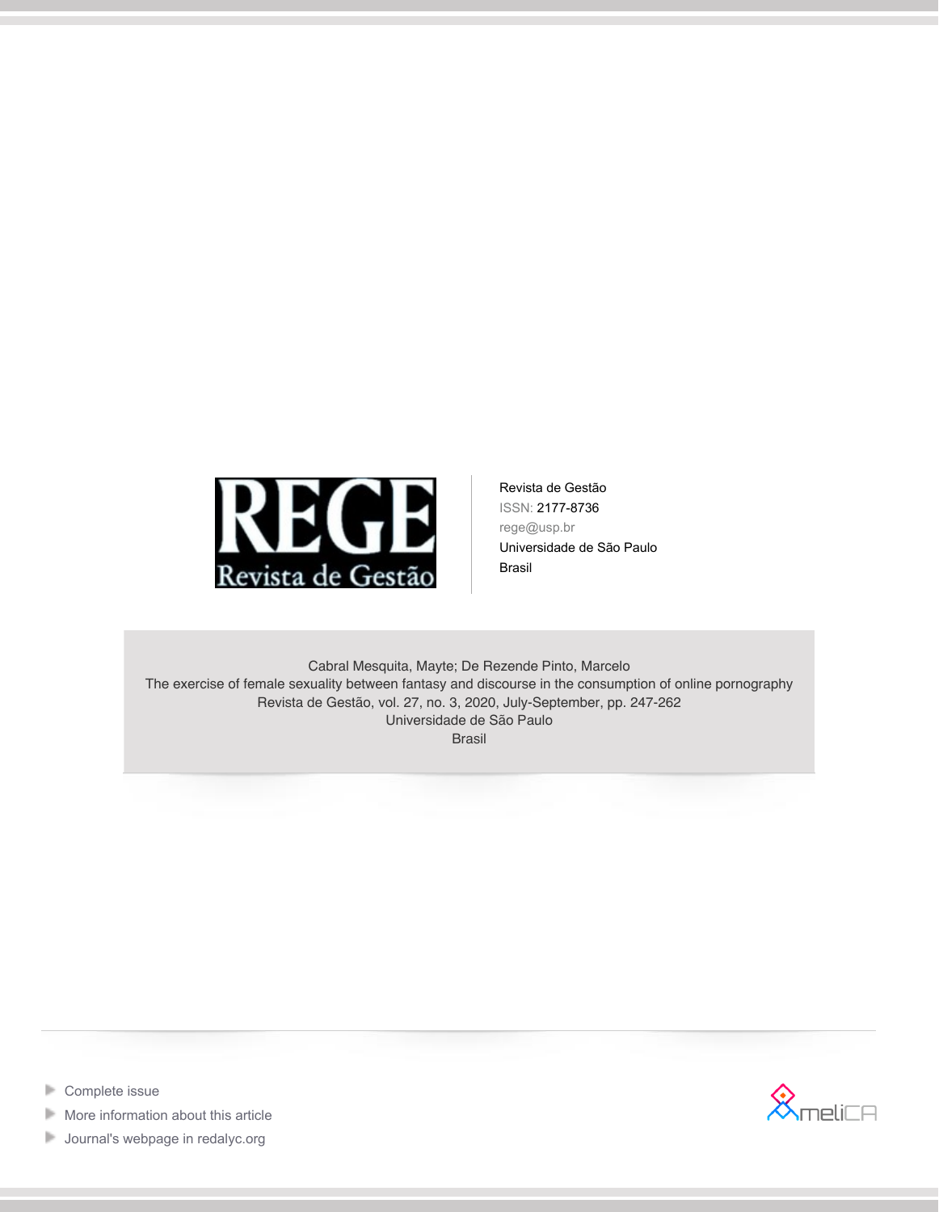Revista de Gestão
ISSN: 2177-8736
rege@usp.br
Universidade de São Paulo
Brasil

Cabral Mesquita, Mayte; De Rezende Pinto, Marcelo
The exercise of female sexuality between fantasy and discourse in the consumption of online pornography
Revista de Gestão, vol. 27, no. 3, 2020, July-September, pp. 247-262
Universidade de São Paulo
Brasil

- Complete issue
- More information about this article
- Journal's webpage in redalyc.org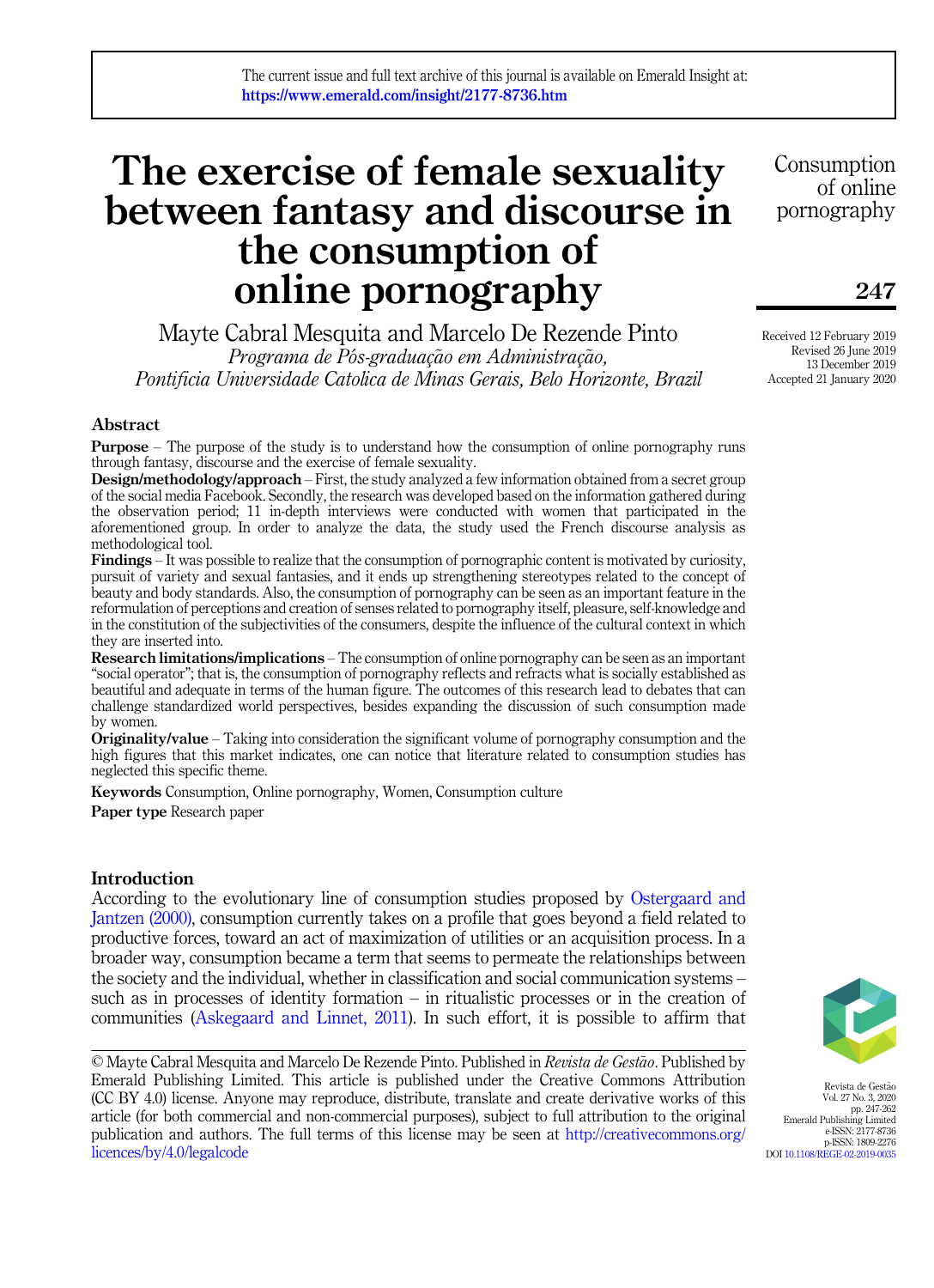# The exercise of female sexuality between fantasy and discourse in the consumption of online pornography

Mayte Cabral Mesquita and Marcelo De Rezende Pinto
*Programa de Pós-graduação em Administração, Pontificia Universidade Catolica de Minas Gerais, Belo Horizonte, Brazil*

Received 12 February 2019
Revised 26 June 2019
13 December 2019
Accepted 21 January 2020

## Abstract

**Purpose** – The purpose of the study is to understand how the consumption of online pornography runs through fantasy, discourse and the exercise of female sexuality.

**Design/methodology/approach** – First, the study analyzed a few information obtained from a secret group of the social media Facebook. Secondly, the research was developed based on the information gathered during the observation period; 11 in-depth interviews were conducted with women that participated in the aforementioned group. In order to analyze the data, the study used the French discourse analysis as methodological tool.

**Findings** – It was possible to realize that the consumption of pornographic content is motivated by curiosity, pursuit of variety and sexual fantasies, and it ends up strengthening stereotypes related to the concept of beauty and body standards. Also, the consumption of pornography can be seen as an important feature in the reformulation of perceptions and creation of senses related to pornography itself, pleasure, self-knowledge and in the constitution of the subjectivities of the consumers, despite the influence of the cultural context in which they are inserted into.

**Research limitations/implications** – The consumption of online pornography can be seen as an important "social operator"; that is, the consumption of pornography reflects and refracts what is socially established as beautiful and adequate in terms of the human figure. The outcomes of this research lead to debates that can challenge standardized world perspectives, besides expanding the discussion of such consumption made by women.

**Originality/value** – Taking into consideration the significant volume of pornography consumption and the high figures that this market indicates, one can notice that literature related to consumption studies has neglected this specific theme.

**Keywords** Consumption, Online pornography, Women, Consumption culture

**Paper type** Research paper

## Introduction

According to the evolutionary line of consumption studies proposed by Ostergaard and Jantzen (2000), consumption currently takes on a profile that goes beyond a field related to productive forces, toward an act of maximization of utilities or an acquisition process. In a broader way, consumption became a term that seems to permeate the relationships between the society and the individual, whether in classification and social communication systems – such as in processes of identity formation – in ritualistic processes or in the creation of communities (Askegaard and Linnet, 2011). In such effort, it is possible to affirm that

© Mayte Cabral Mesquita and Marcelo De Rezende Pinto. Published in *Revista de Gestão*. Published by Emerald Publishing Limited. This article is published under the Creative Commons Attribution (CC BY 4.0) license. Anyone may reproduce, distribute, translate and create derivative works of this article (for both commercial and non-commercial purposes), subject to full attribution to the original publication and authors. The full terms of this license may be seen at http://creativecommons.org/licences/by/4.0/legalcode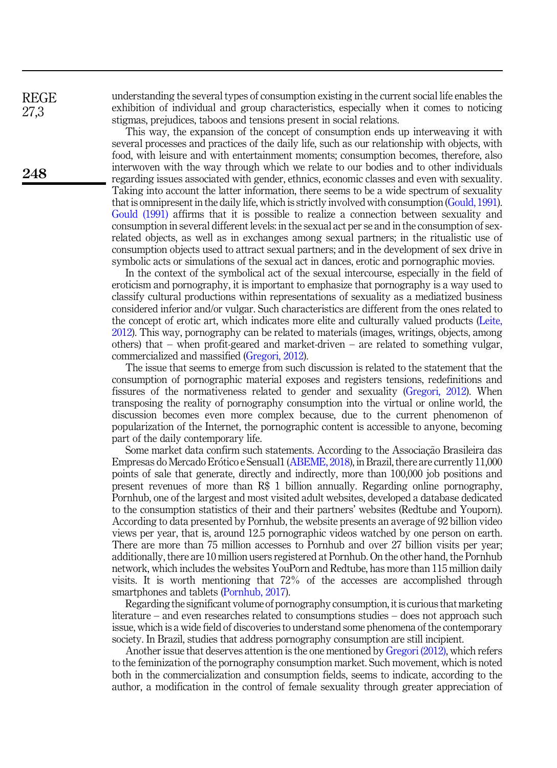understanding the several types of consumption existing in the current social life enables the exhibition of individual and group characteristics, especially when it comes to noticing stigmas, prejudices, taboos and tensions present in social relations.

This way, the expansion of the concept of consumption ends up interweaving it with several processes and practices of the daily life, such as our relationship with objects, with food, with leisure and with entertainment moments; consumption becomes, therefore, also interwoven with the way through which we relate to our bodies and to other individuals regarding issues associated with gender, ethnics, economic classes and even with sexuality. Taking into account the latter information, there seems to be a wide spectrum of sexuality that is omnipresent in the daily life, which is strictly involved with consumption (Gould, 1991). Gould (1991) affirms that it is possible to realize a connection between sexuality and consumption in several different levels: in the sexual act per se and in the consumption of sex-related objects, as well as in exchanges among sexual partners; in the ritualistic use of consumption objects used to attract sexual partners; and in the development of sex drive in symbolic acts or simulations of the sexual act in dances, erotic and pornographic movies.

In the context of the symbolical act of the sexual intercourse, especially in the field of eroticism and pornography, it is important to emphasize that pornography is a way used to classify cultural productions within representations of sexuality as a mediatized business considered inferior and/or vulgar. Such characteristics are different from the ones related to the concept of erotic art, which indicates more elite and culturally valued products (Leite, 2012). This way, pornography can be related to materials (images, writings, objects, among others) that – when profit-geared and market-driven – are related to something vulgar, commercialized and massified (Gregori, 2012).

The issue that seems to emerge from such discussion is related to the statement that the consumption of pornographic material exposes and registers tensions, redefinitions and fissures of the normativeness related to gender and sexuality (Gregori, 2012). When transposing the reality of pornography consumption into the virtual or online world, the discussion becomes even more complex because, due to the current phenomenon of popularization of the Internet, the pornographic content is accessible to anyone, becoming part of the daily contemporary life.

Some market data confirm such statements. According to the Associação Brasileira das Empresas do Mercado Erótico e Sensual1 (ABEME, 2018), in Brazil, there are currently 11,000 points of sale that generate, directly and indirectly, more than 100,000 job positions and present revenues of more than R$ 1 billion annually. Regarding online pornography, Pornhub, one of the largest and most visited adult websites, developed a database dedicated to the consumption statistics of their and their partners' websites (Redtube and Youporn). According to data presented by Pornhub, the website presents an average of 92 billion video views per year, that is, around 12.5 pornographic videos watched by one person on earth. There are more than 75 million accesses to Pornhub and over 27 billion visits per year; additionally, there are 10 million users registered at Pornhub. On the other hand, the Pornhub network, which includes the websites YouPorn and Redtube, has more than 115 million daily visits. It is worth mentioning that 72% of the accesses are accomplished through smartphones and tablets (Pornhub, 2017).

Regarding the significant volume of pornography consumption, it is curious that marketing literature – and even researches related to consumptions studies – does not approach such issue, which is a wide field of discoveries to understand some phenomena of the contemporary society. In Brazil, studies that address pornography consumption are still incipient.

Another issue that deserves attention is the one mentioned by Gregori (2012), which refers to the feminization of the pornography consumption market. Such movement, which is noted both in the commercialization and consumption fields, seems to indicate, according to the author, a modification in the control of female sexuality through greater appreciation of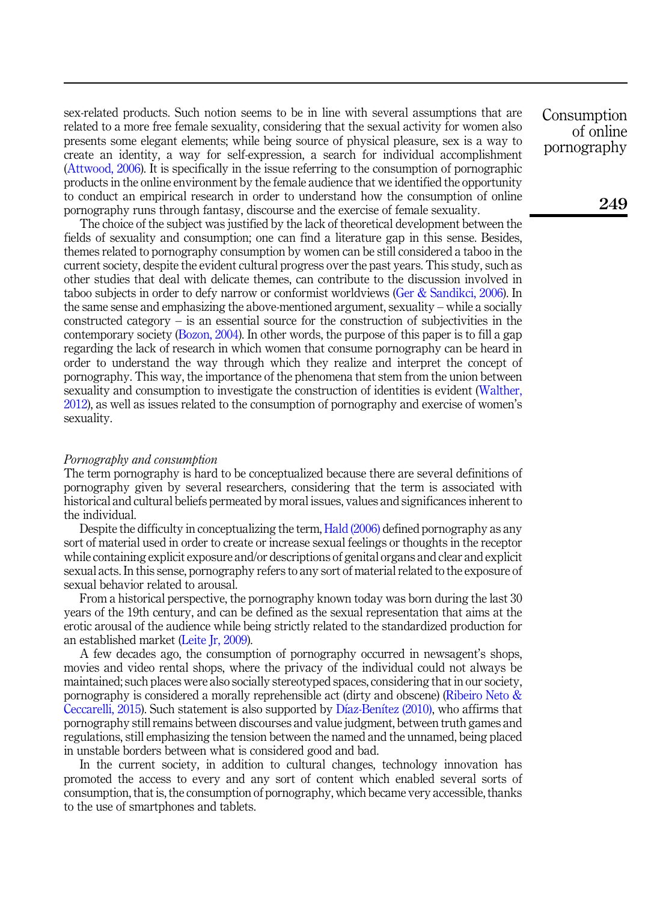sex-related products. Such notion seems to be in line with several assumptions that are related to a more free female sexuality, considering that the sexual activity for women also presents some elegant elements; while being source of physical pleasure, sex is a way to create an identity, a way for self-expression, a search for individual accomplishment (Attwood, 2006). It is specifically in the issue referring to the consumption of pornographic products in the online environment by the female audience that we identified the opportunity to conduct an empirical research in order to understand how the consumption of online pornography runs through fantasy, discourse and the exercise of female sexuality.

The choice of the subject was justified by the lack of theoretical development between the fields of sexuality and consumption; one can find a literature gap in this sense. Besides, themes related to pornography consumption by women can be still considered a taboo in the current society, despite the evident cultural progress over the past years. This study, such as other studies that deal with delicate themes, can contribute to the discussion involved in taboo subjects in order to defy narrow or conformist worldviews (Ger & Sandikci, 2006). In the same sense and emphasizing the above-mentioned argument, sexuality – while a socially constructed category – is an essential source for the construction of subjectivities in the contemporary society (Bozon, 2004). In other words, the purpose of this paper is to fill a gap regarding the lack of research in which women that consume pornography can be heard in order to understand the way through which they realize and interpret the concept of pornography. This way, the importance of the phenomena that stem from the union between sexuality and consumption to investigate the construction of identities is evident (Walther, 2012), as well as issues related to the consumption of pornography and exercise of women's sexuality.

### *Pornography and consumption*

The term pornography is hard to be conceptualized because there are several definitions of pornography given by several researchers, considering that the term is associated with historical and cultural beliefs permeated by moral issues, values and significances inherent to the individual.

Despite the difficulty in conceptualizing the term, Hald (2006) defined pornography as any sort of material used in order to create or increase sexual feelings or thoughts in the receptor while containing explicit exposure and/or descriptions of genital organs and clear and explicit sexual acts. In this sense, pornography refers to any sort of material related to the exposure of sexual behavior related to arousal.

From a historical perspective, the pornography known today was born during the last 30 years of the 19th century, and can be defined as the sexual representation that aims at the erotic arousal of the audience while being strictly related to the standardized production for an established market (Leite Jr, 2009).

A few decades ago, the consumption of pornography occurred in newsagent's shops, movies and video rental shops, where the privacy of the individual could not always be maintained; such places were also socially stereotyped spaces, considering that in our society, pornography is considered a morally reprehensible act (dirty and obscene) (Ribeiro Neto & Ceccarelli, 2015). Such statement is also supported by Díaz-Benítez (2010), who affirms that pornography still remains between discourses and value judgment, between truth games and regulations, still emphasizing the tension between the named and the unnamed, being placed in unstable borders between what is considered good and bad.

In the current society, in addition to cultural changes, technology innovation has promoted the access to every and any sort of content which enabled several sorts of consumption, that is, the consumption of pornography, which became very accessible, thanks to the use of smartphones and tablets.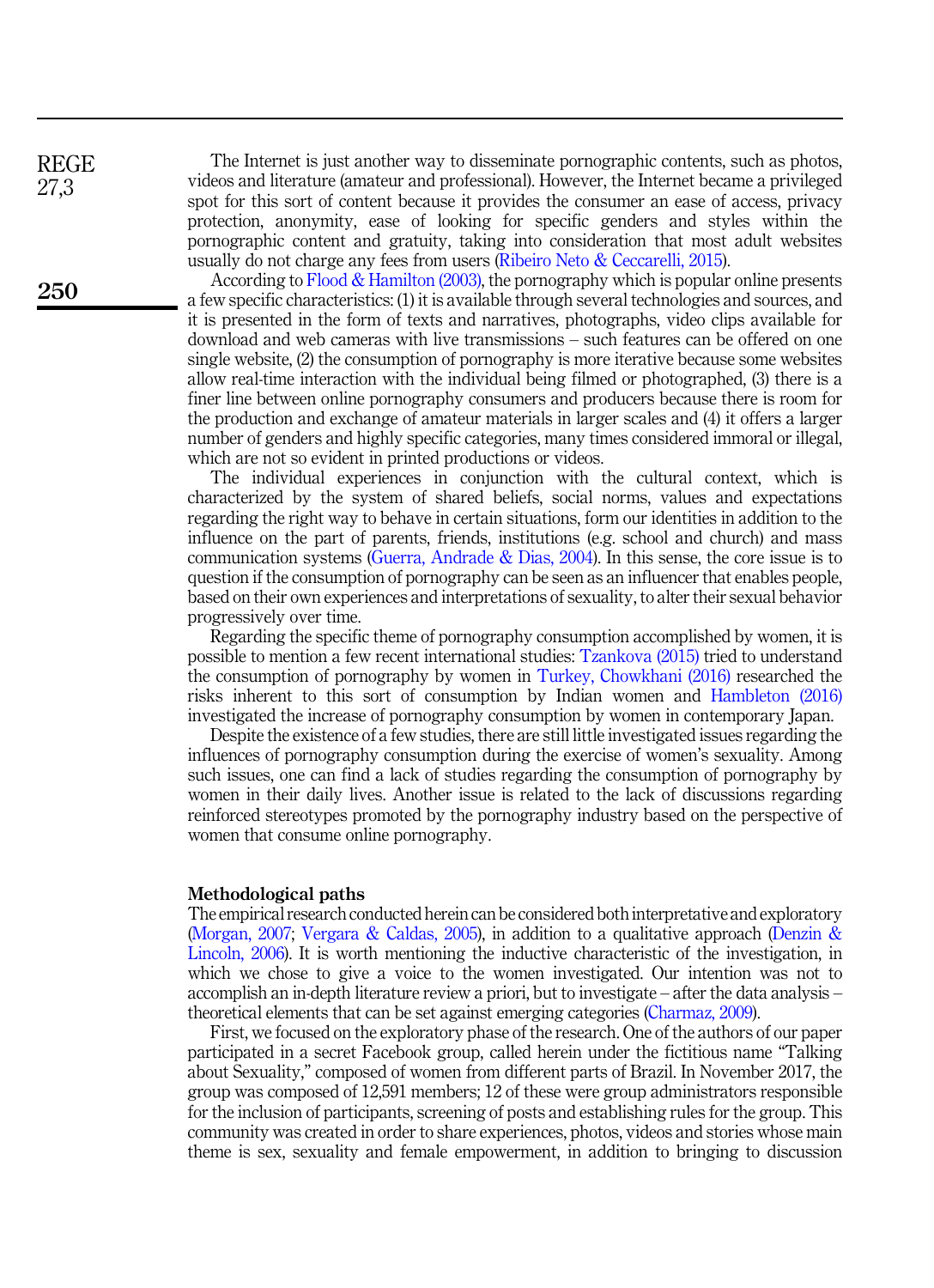The Internet is just another way to disseminate pornographic contents, such as photos, videos and literature (amateur and professional). However, the Internet became a privileged spot for this sort of content because it provides the consumer an ease of access, privacy protection, anonymity, ease of looking for specific genders and styles within the pornographic content and gratuity, taking into consideration that most adult websites usually do not charge any fees from users (Ribeiro Neto & Ceccarelli, 2015).

According to Flood & Hamilton (2003), the pornography which is popular online presents a few specific characteristics: (1) it is available through several technologies and sources, and it is presented in the form of texts and narratives, photographs, video clips available for download and web cameras with live transmissions – such features can be offered on one single website, (2) the consumption of pornography is more iterative because some websites allow real-time interaction with the individual being filmed or photographed, (3) there is a finer line between online pornography consumers and producers because there is room for the production and exchange of amateur materials in larger scales and (4) it offers a larger number of genders and highly specific categories, many times considered immoral or illegal, which are not so evident in printed productions or videos.

The individual experiences in conjunction with the cultural context, which is characterized by the system of shared beliefs, social norms, values and expectations regarding the right way to behave in certain situations, form our identities in addition to the influence on the part of parents, friends, institutions (e.g. school and church) and mass communication systems (Guerra, Andrade & Dias, 2004). In this sense, the core issue is to question if the consumption of pornography can be seen as an influencer that enables people, based on their own experiences and interpretations of sexuality, to alter their sexual behavior progressively over time.

Regarding the specific theme of pornography consumption accomplished by women, it is possible to mention a few recent international studies: Tzankova (2015) tried to understand the consumption of pornography by women in Turkey, Chowkhani (2016) researched the risks inherent to this sort of consumption by Indian women and Hambleton (2016) investigated the increase of pornography consumption by women in contemporary Japan.

Despite the existence of a few studies, there are still little investigated issues regarding the influences of pornography consumption during the exercise of women's sexuality. Among such issues, one can find a lack of studies regarding the consumption of pornography by women in their daily lives. Another issue is related to the lack of discussions regarding reinforced stereotypes promoted by the pornography industry based on the perspective of women that consume online pornography.

## Methodological paths

The empirical research conducted herein can be considered both interpretative and exploratory (Morgan, 2007; Vergara & Caldas, 2005), in addition to a qualitative approach (Denzin & Lincoln, 2006). It is worth mentioning the inductive characteristic of the investigation, in which we chose to give a voice to the women investigated. Our intention was not to accomplish an in-depth literature review a priori, but to investigate – after the data analysis – theoretical elements that can be set against emerging categories (Charmaz, 2009).

First, we focused on the exploratory phase of the research. One of the authors of our paper participated in a secret Facebook group, called herein under the fictitious name "Talking about Sexuality," composed of women from different parts of Brazil. In November 2017, the group was composed of 12,591 members; 12 of these were group administrators responsible for the inclusion of participants, screening of posts and establishing rules for the group. This community was created in order to share experiences, photos, videos and stories whose main theme is sex, sexuality and female empowerment, in addition to bringing to discussion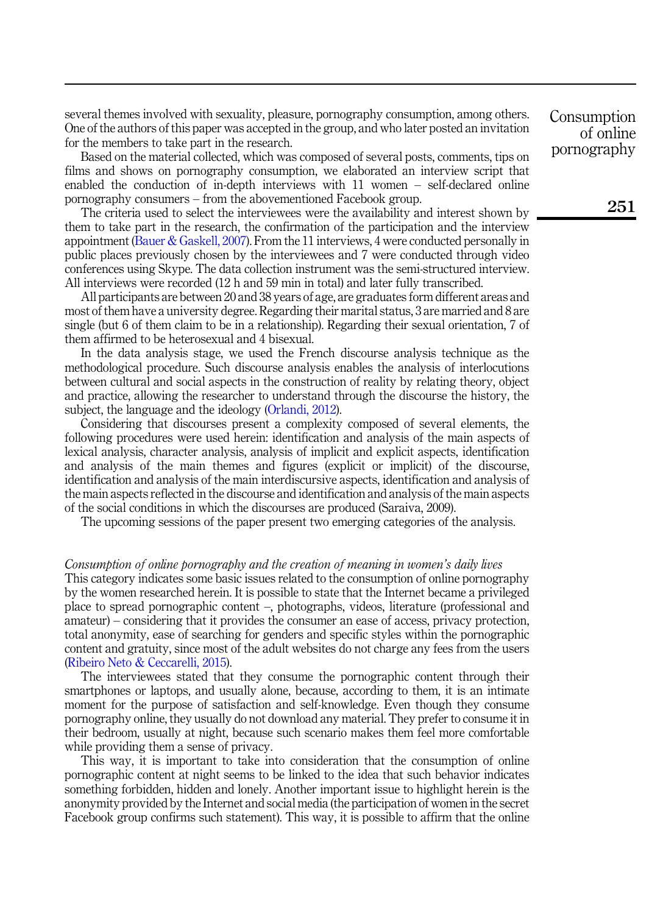several themes involved with sexuality, pleasure, pornography consumption, among others. One of the authors of this paper was accepted in the group, and who later posted an invitation for the members to take part in the research.

Based on the material collected, which was composed of several posts, comments, tips on films and shows on pornography consumption, we elaborated an interview script that enabled the conduction of in-depth interviews with 11 women – self-declared online pornography consumers – from the abovementioned Facebook group.

The criteria used to select the interviewees were the availability and interest shown by them to take part in the research, the confirmation of the participation and the interview appointment (Bauer & Gaskell, 2007). From the 11 interviews, 4 were conducted personally in public places previously chosen by the interviewees and 7 were conducted through video conferences using Skype. The data collection instrument was the semi-structured interview. All interviews were recorded (12 h and 59 min in total) and later fully transcribed.

All participants are between 20 and 38 years of age, are graduates form different areas and most of them have a university degree. Regarding their marital status, 3 are married and 8 are single (but 6 of them claim to be in a relationship). Regarding their sexual orientation, 7 of them affirmed to be heterosexual and 4 bisexual.

In the data analysis stage, we used the French discourse analysis technique as the methodological procedure. Such discourse analysis enables the analysis of interlocutions between cultural and social aspects in the construction of reality by relating theory, object and practice, allowing the researcher to understand through the discourse the history, the subject, the language and the ideology (Orlandi, 2012).

Considering that discourses present a complexity composed of several elements, the following procedures were used herein: identification and analysis of the main aspects of lexical analysis, character analysis, analysis of implicit and explicit aspects, identification and analysis of the main themes and figures (explicit or implicit) of the discourse, identification and analysis of the main interdiscursive aspects, identification and analysis of the main aspects reflected in the discourse and identification and analysis of the main aspects of the social conditions in which the discourses are produced (Saraiva, 2009).

The upcoming sessions of the paper present two emerging categories of the analysis.

*Consumption of online pornography and the creation of meaning in women's daily lives*

This category indicates some basic issues related to the consumption of online pornography by the women researched herein. It is possible to state that the Internet became a privileged place to spread pornographic content –, photographs, videos, literature (professional and amateur) – considering that it provides the consumer an ease of access, privacy protection, total anonymity, ease of searching for genders and specific styles within the pornographic content and gratuity, since most of the adult websites do not charge any fees from the users (Ribeiro Neto & Ceccarelli, 2015).

The interviewees stated that they consume the pornographic content through their smartphones or laptops, and usually alone, because, according to them, it is an intimate moment for the purpose of satisfaction and self-knowledge. Even though they consume pornography online, they usually do not download any material. They prefer to consume it in their bedroom, usually at night, because such scenario makes them feel more comfortable while providing them a sense of privacy.

This way, it is important to take into consideration that the consumption of online pornographic content at night seems to be linked to the idea that such behavior indicates something forbidden, hidden and lonely. Another important issue to highlight herein is the anonymity provided by the Internet and social media (the participation of women in the secret Facebook group confirms such statement). This way, it is possible to affirm that the online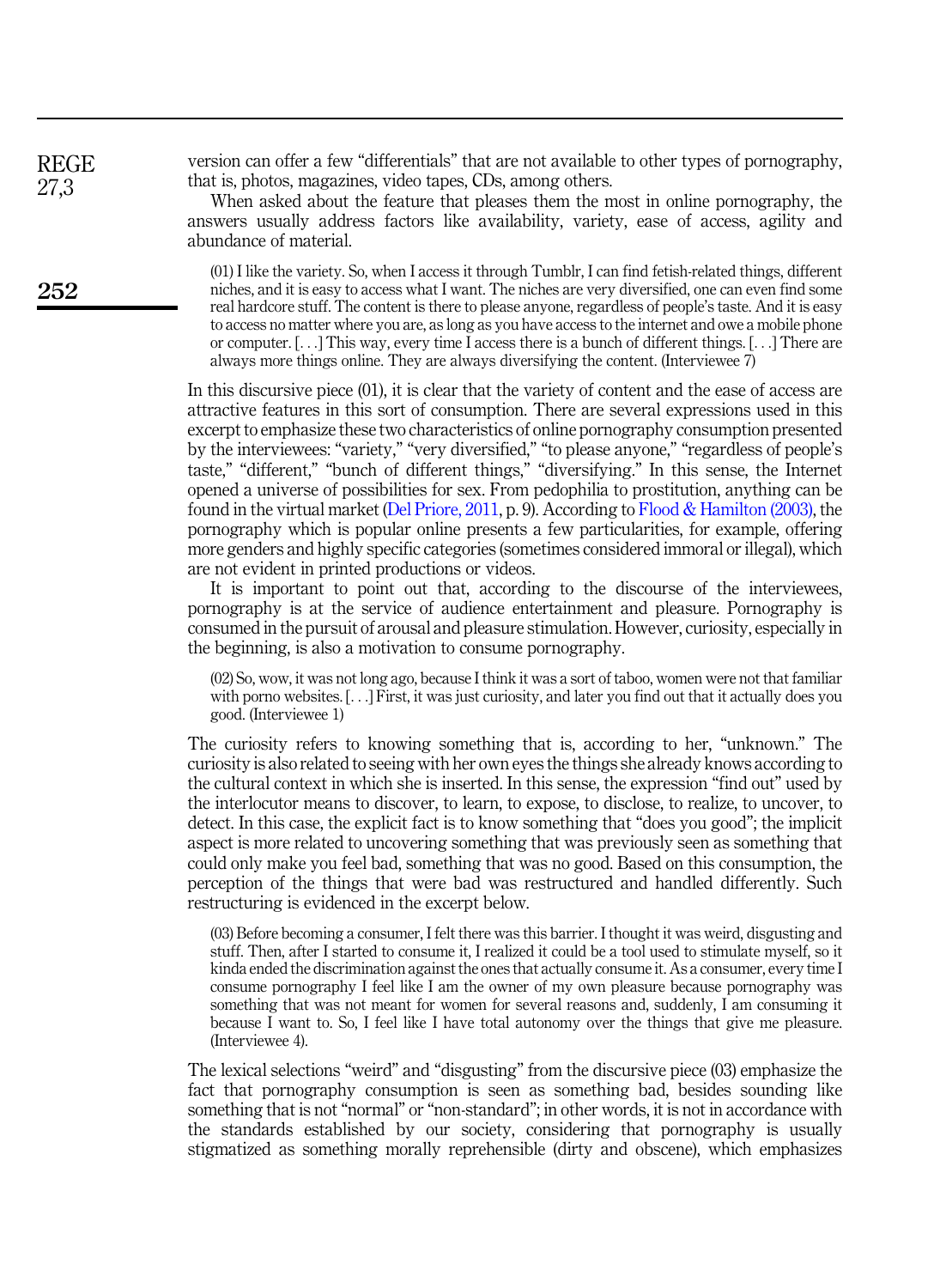version can offer a few "differentials" that are not available to other types of pornography, that is, photos, magazines, video tapes, CDs, among others.

When asked about the feature that pleases them the most in online pornography, the answers usually address factors like availability, variety, ease of access, agility and abundance of material.

> (01) I like the variety. So, when I access it through Tumblr, I can find fetish-related things, different niches, and it is easy to access what I want. The niches are very diversified, one can even find some real hardcore stuff. The content is there to please anyone, regardless of people's taste. And it is easy to access no matter where you are, as long as you have access to the internet and owe a mobile phone or computer. [. . .] This way, every time I access there is a bunch of different things. [. . .] There are always more things online. They are always diversifying the content. (Interviewee 7)

In this discursive piece (01), it is clear that the variety of content and the ease of access are attractive features in this sort of consumption. There are several expressions used in this excerpt to emphasize these two characteristics of online pornography consumption presented by the interviewees: "variety," "very diversified," "to please anyone," "regardless of people's taste," "different," "bunch of different things," "diversifying." In this sense, the Internet opened a universe of possibilities for sex. From pedophilia to prostitution, anything can be found in the virtual market (Del Priore, 2011, p. 9). According to Flood & Hamilton (2003), the pornography which is popular online presents a few particularities, for example, offering more genders and highly specific categories (sometimes considered immoral or illegal), which are not evident in printed productions or videos.

It is important to point out that, according to the discourse of the interviewees, pornography is at the service of audience entertainment and pleasure. Pornography is consumed in the pursuit of arousal and pleasure stimulation. However, curiosity, especially in the beginning, is also a motivation to consume pornography.

> (02) So, wow, it was not long ago, because I think it was a sort of taboo, women were not that familiar with porno websites. [. . .] First, it was just curiosity, and later you find out that it actually does you good. (Interviewee 1)

The curiosity refers to knowing something that is, according to her, "unknown." The curiosity is also related to seeing with her own eyes the things she already knows according to the cultural context in which she is inserted. In this sense, the expression "find out" used by the interlocutor means to discover, to learn, to expose, to disclose, to realize, to uncover, to detect. In this case, the explicit fact is to know something that "does you good"; the implicit aspect is more related to uncovering something that was previously seen as something that could only make you feel bad, something that was no good. Based on this consumption, the perception of the things that were bad was restructured and handled differently. Such restructuring is evidenced in the excerpt below.

> (03) Before becoming a consumer, I felt there was this barrier. I thought it was weird, disgusting and stuff. Then, after I started to consume it, I realized it could be a tool used to stimulate myself, so it kinda ended the discrimination against the ones that actually consume it. As a consumer, every time I consume pornography I feel like I am the owner of my own pleasure because pornography was something that was not meant for women for several reasons and, suddenly, I am consuming it because I want to. So, I feel like I have total autonomy over the things that give me pleasure. (Interviewee 4).

The lexical selections "weird" and "disgusting" from the discursive piece (03) emphasize the fact that pornography consumption is seen as something bad, besides sounding like something that is not "normal" or "non-standard"; in other words, it is not in accordance with the standards established by our society, considering that pornography is usually stigmatized as something morally reprehensible (dirty and obscene), which emphasizes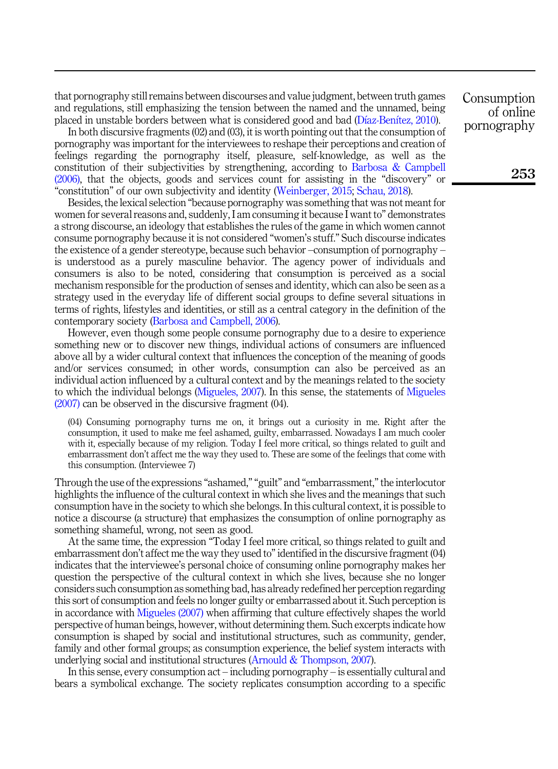that pornography still remains between discourses and value judgment, between truth games and regulations, still emphasizing the tension between the named and the unnamed, being placed in unstable borders between what is considered good and bad (Díaz-Benítez, 2010).

In both discursive fragments (02) and (03), it is worth pointing out that the consumption of pornography was important for the interviewees to reshape their perceptions and creation of feelings regarding the pornography itself, pleasure, self-knowledge, as well as the constitution of their subjectivities by strengthening, according to Barbosa & Campbell (2006), that the objects, goods and services count for assisting in the "discovery" or "constitution" of our own subjectivity and identity (Weinberger, 2015; Schau, 2018).

Besides, the lexical selection "because pornography was something that was not meant for women for several reasons and, suddenly, I am consuming it because I want to" demonstrates a strong discourse, an ideology that establishes the rules of the game in which women cannot consume pornography because it is not considered "women's stuff." Such discourse indicates the existence of a gender stereotype, because such behavior –consumption of pornography – is understood as a purely masculine behavior. The agency power of individuals and consumers is also to be noted, considering that consumption is perceived as a social mechanism responsible for the production of senses and identity, which can also be seen as a strategy used in the everyday life of different social groups to define several situations in terms of rights, lifestyles and identities, or still as a central category in the definition of the contemporary society (Barbosa and Campbell, 2006).

However, even though some people consume pornography due to a desire to experience something new or to discover new things, individual actions of consumers are influenced above all by a wider cultural context that influences the conception of the meaning of goods and/or services consumed; in other words, consumption can also be perceived as an individual action influenced by a cultural context and by the meanings related to the society to which the individual belongs (Migueles, 2007). In this sense, the statements of Migueles (2007) can be observed in the discursive fragment (04).

> (04) Consuming pornography turns me on, it brings out a curiosity in me. Right after the consumption, it used to make me feel ashamed, guilty, embarrassed. Nowadays I am much cooler with it, especially because of my religion. Today I feel more critical, so things related to guilt and embarrassment don't affect me the way they used to. These are some of the feelings that come with this consumption. (Interviewee 7)

Through the use of the expressions "ashamed," "guilt" and "embarrassment," the interlocutor highlights the influence of the cultural context in which she lives and the meanings that such consumption have in the society to which she belongs. In this cultural context, it is possible to notice a discourse (a structure) that emphasizes the consumption of online pornography as something shameful, wrong, not seen as good.

At the same time, the expression "Today I feel more critical, so things related to guilt and embarrassment don't affect me the way they used to" identified in the discursive fragment (04) indicates that the interviewee's personal choice of consuming online pornography makes her question the perspective of the cultural context in which she lives, because she no longer considers such consumption as something bad, has already redefined her perception regarding this sort of consumption and feels no longer guilty or embarrassed about it. Such perception is in accordance with Migueles (2007) when affirming that culture effectively shapes the world perspective of human beings, however, without determining them. Such excerpts indicate how consumption is shaped by social and institutional structures, such as community, gender, family and other formal groups; as consumption experience, the belief system interacts with underlying social and institutional structures (Arnould & Thompson, 2007).

In this sense, every consumption act – including pornography – is essentially cultural and bears a symbolical exchange. The society replicates consumption according to a specific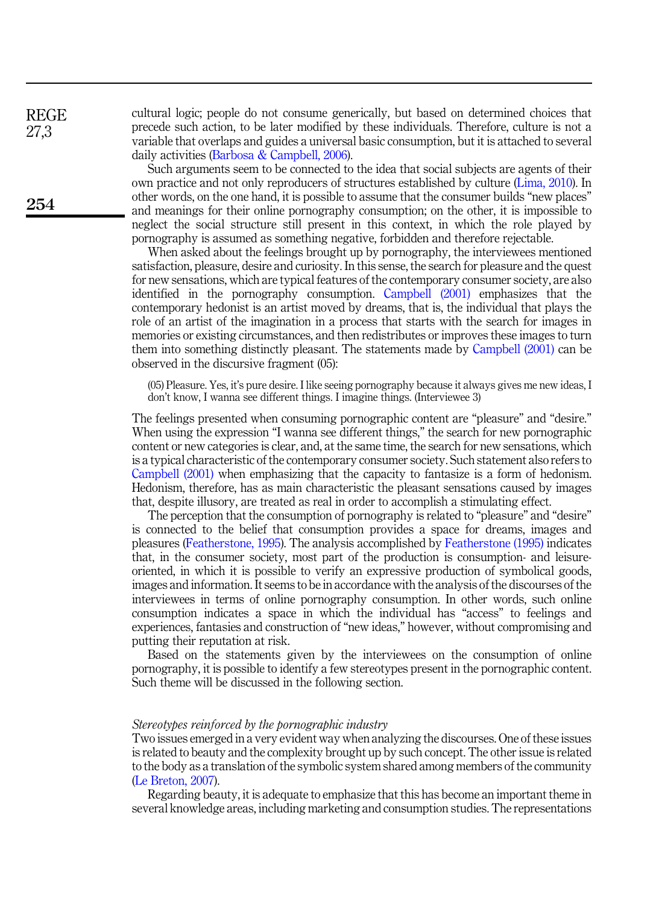cultural logic; people do not consume generically, but based on determined choices that precede such action, to be later modified by these individuals. Therefore, culture is not a variable that overlaps and guides a universal basic consumption, but it is attached to several daily activities (Barbosa & Campbell, 2006).

Such arguments seem to be connected to the idea that social subjects are agents of their own practice and not only reproducers of structures established by culture (Lima, 2010). In other words, on the one hand, it is possible to assume that the consumer builds "new places" and meanings for their online pornography consumption; on the other, it is impossible to neglect the social structure still present in this context, in which the role played by pornography is assumed as something negative, forbidden and therefore rejectable.

When asked about the feelings brought up by pornography, the interviewees mentioned satisfaction, pleasure, desire and curiosity. In this sense, the search for pleasure and the quest for new sensations, which are typical features of the contemporary consumer society, are also identified in the pornography consumption. Campbell (2001) emphasizes that the contemporary hedonist is an artist moved by dreams, that is, the individual that plays the role of an artist of the imagination in a process that starts with the search for images in memories or existing circumstances, and then redistributes or improves these images to turn them into something distinctly pleasant. The statements made by Campbell (2001) can be observed in the discursive fragment (05):

> (05) Pleasure. Yes, it's pure desire. I like seeing pornography because it always gives me new ideas, I don't know, I wanna see different things. I imagine things. (Interviewee 3)

The feelings presented when consuming pornographic content are "pleasure" and "desire." When using the expression "I wanna see different things," the search for new pornographic content or new categories is clear, and, at the same time, the search for new sensations, which is a typical characteristic of the contemporary consumer society. Such statement also refers to Campbell (2001) when emphasizing that the capacity to fantasize is a form of hedonism. Hedonism, therefore, has as main characteristic the pleasant sensations caused by images that, despite illusory, are treated as real in order to accomplish a stimulating effect.

The perception that the consumption of pornography is related to "pleasure" and "desire" is connected to the belief that consumption provides a space for dreams, images and pleasures (Featherstone, 1995). The analysis accomplished by Featherstone (1995) indicates that, in the consumer society, most part of the production is consumption- and leisure-oriented, in which it is possible to verify an expressive production of symbolical goods, images and information. It seems to be in accordance with the analysis of the discourses of the interviewees in terms of online pornography consumption. In other words, such online consumption indicates a space in which the individual has "access" to feelings and experiences, fantasies and construction of "new ideas," however, without compromising and putting their reputation at risk.

Based on the statements given by the interviewees on the consumption of online pornography, it is possible to identify a few stereotypes present in the pornographic content. Such theme will be discussed in the following section.

### *Stereotypes reinforced by the pornographic industry*

Two issues emerged in a very evident way when analyzing the discourses. One of these issues is related to beauty and the complexity brought up by such concept. The other issue is related to the body as a translation of the symbolic system shared among members of the community (Le Breton, 2007).

Regarding beauty, it is adequate to emphasize that this has become an important theme in several knowledge areas, including marketing and consumption studies. The representations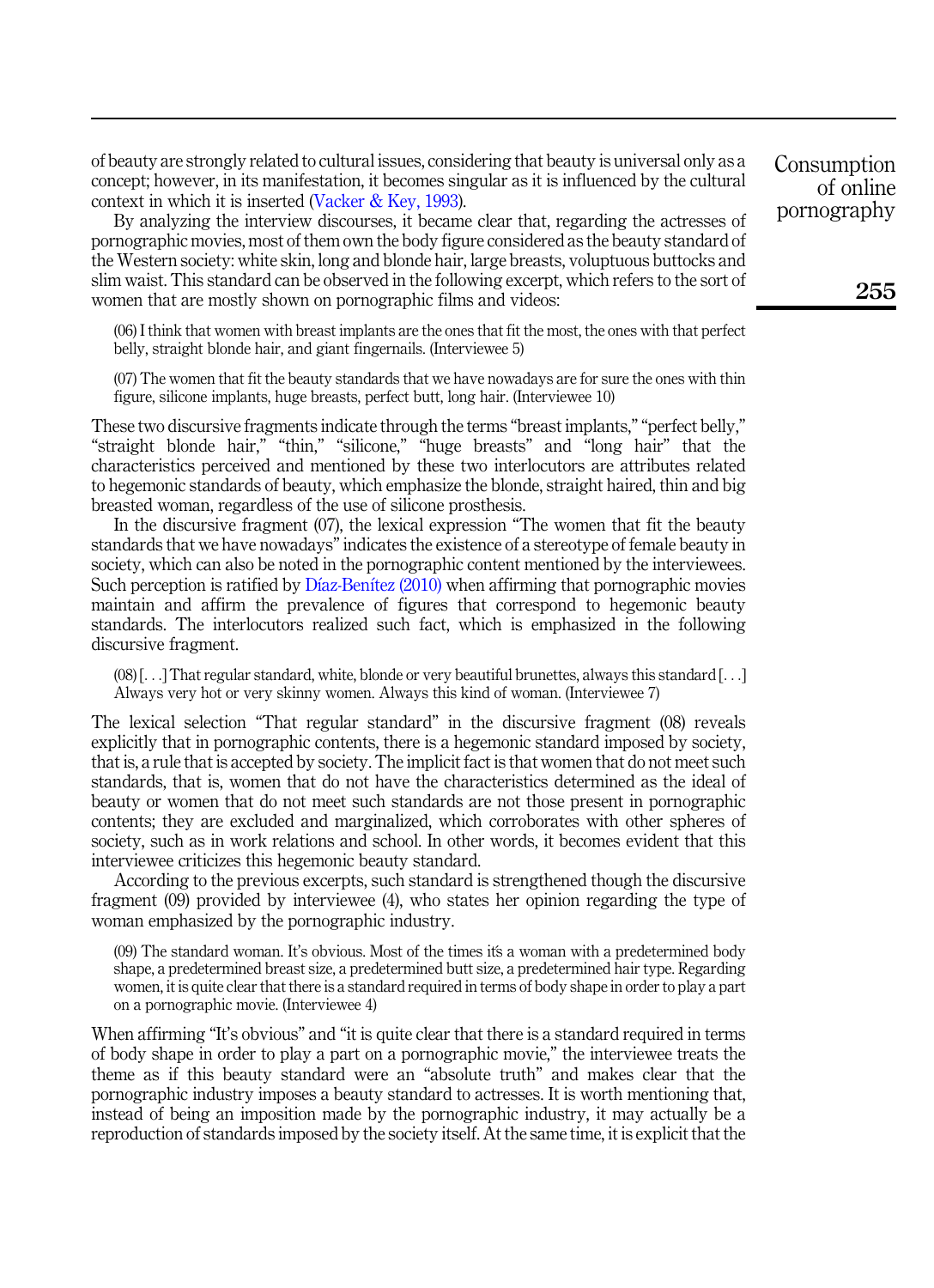of beauty are strongly related to cultural issues, considering that beauty is universal only as a concept; however, in its manifestation, it becomes singular as it is influenced by the cultural context in which it is inserted (Vacker & Key, 1993).

By analyzing the interview discourses, it became clear that, regarding the actresses of pornographic movies, most of them own the body figure considered as the beauty standard of the Western society: white skin, long and blonde hair, large breasts, voluptuous buttocks and slim waist. This standard can be observed in the following excerpt, which refers to the sort of women that are mostly shown on pornographic films and videos:

> (06) I think that women with breast implants are the ones that fit the most, the ones with that perfect belly, straight blonde hair, and giant fingernails. (Interviewee 5)

> (07) The women that fit the beauty standards that we have nowadays are for sure the ones with thin figure, silicone implants, huge breasts, perfect butt, long hair. (Interviewee 10)

These two discursive fragments indicate through the terms "breast implants," "perfect belly," "straight blonde hair," "thin," "silicone," "huge breasts" and "long hair" that the characteristics perceived and mentioned by these two interlocutors are attributes related to hegemonic standards of beauty, which emphasize the blonde, straight haired, thin and big breasted woman, regardless of the use of silicone prosthesis.

In the discursive fragment (07), the lexical expression "The women that fit the beauty standards that we have nowadays" indicates the existence of a stereotype of female beauty in society, which can also be noted in the pornographic content mentioned by the interviewees. Such perception is ratified by Díaz-Benítez (2010) when affirming that pornographic movies maintain and affirm the prevalence of figures that correspond to hegemonic beauty standards. The interlocutors realized such fact, which is emphasized in the following discursive fragment.

> (08) [. . .] That regular standard, white, blonde or very beautiful brunettes, always this standard [. . .] Always very hot or very skinny women. Always this kind of woman. (Interviewee 7)

The lexical selection "That regular standard" in the discursive fragment (08) reveals explicitly that in pornographic contents, there is a hegemonic standard imposed by society, that is, a rule that is accepted by society. The implicit fact is that women that do not meet such standards, that is, women that do not have the characteristics determined as the ideal of beauty or women that do not meet such standards are not those present in pornographic contents; they are excluded and marginalized, which corroborates with other spheres of society, such as in work relations and school. In other words, it becomes evident that this interviewee criticizes this hegemonic beauty standard.

According to the previous excerpts, such standard is strengthened though the discursive fragment (09) provided by interviewee (4), who states her opinion regarding the type of woman emphasized by the pornographic industry.

> (09) The standard woman. It's obvious. Most of the times it's a woman with a predetermined body shape, a predetermined breast size, a predetermined butt size, a predetermined hair type. Regarding women, it is quite clear that there is a standard required in terms of body shape in order to play a part on a pornographic movie. (Interviewee 4)

When affirming "It's obvious" and "it is quite clear that there is a standard required in terms of body shape in order to play a part on a pornographic movie," the interviewee treats the theme as if this beauty standard were an "absolute truth" and makes clear that the pornographic industry imposes a beauty standard to actresses. It is worth mentioning that, instead of being an imposition made by the pornographic industry, it may actually be a reproduction of standards imposed by the society itself. At the same time, it is explicit that the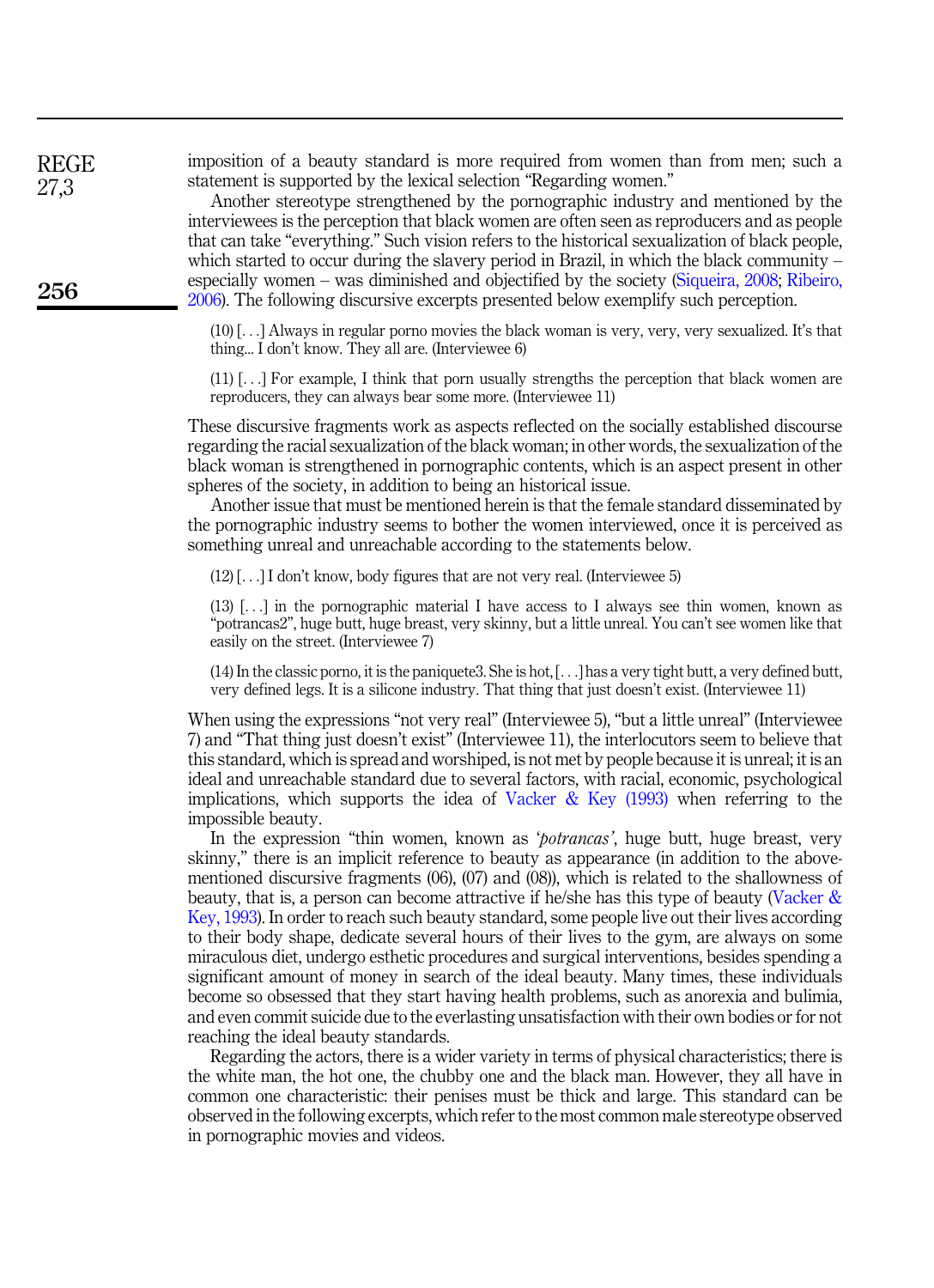imposition of a beauty standard is more required from women than from men; such a statement is supported by the lexical selection "Regarding women."

Another stereotype strengthened by the pornographic industry and mentioned by the interviewees is the perception that black women are often seen as reproducers and as people that can take "everything." Such vision refers to the historical sexualization of black people, which started to occur during the slavery period in Brazil, in which the black community – especially women – was diminished and objectified by the society (Siqueira, 2008; Ribeiro, 2006). The following discursive excerpts presented below exemplify such perception.

> (10) [. . .] Always in regular porno movies the black woman is very, very, very sexualized. It's that thing... I don't know. They all are. (Interviewee 6)

> (11) [. . .] For example, I think that porn usually strengths the perception that black women are reproducers, they can always bear some more. (Interviewee 11)

These discursive fragments work as aspects reflected on the socially established discourse regarding the racial sexualization of the black woman; in other words, the sexualization of the black woman is strengthened in pornographic contents, which is an aspect present in other spheres of the society, in addition to being an historical issue.

Another issue that must be mentioned herein is that the female standard disseminated by the pornographic industry seems to bother the women interviewed, once it is perceived as something unreal and unreachable according to the statements below.

> (12) [. . .] I don't know, body figures that are not very real. (Interviewee 5)

> (13) [. . .] in the pornographic material I have access to I always see thin women, known as "potrancas2", huge butt, huge breast, very skinny, but a little unreal. You can't see women like that easily on the street. (Interviewee 7)

> (14) In the classic porno, it is the paniquete3. She is hot, [. . .] has a very tight butt, a very defined butt, very defined legs. It is a silicone industry. That thing that just doesn't exist. (Interviewee 11)

When using the expressions "not very real" (Interviewee 5), "but a little unreal" (Interviewee 7) and "That thing just doesn't exist" (Interviewee 11), the interlocutors seem to believe that this standard, which is spread and worshiped, is not met by people because it is unreal; it is an ideal and unreachable standard due to several factors, with racial, economic, psychological implications, which supports the idea of Vacker & Key (1993) when referring to the impossible beauty.

In the expression "thin women, known as '*potrancas*', huge butt, huge breast, very skinny," there is an implicit reference to beauty as appearance (in addition to the above-mentioned discursive fragments (06), (07) and (08)), which is related to the shallowness of beauty, that is, a person can become attractive if he/she has this type of beauty (Vacker & Key, 1993). In order to reach such beauty standard, some people live out their lives according to their body shape, dedicate several hours of their lives to the gym, are always on some miraculous diet, undergo esthetic procedures and surgical interventions, besides spending a significant amount of money in search of the ideal beauty. Many times, these individuals become so obsessed that they start having health problems, such as anorexia and bulimia, and even commit suicide due to the everlasting unsatisfaction with their own bodies or for not reaching the ideal beauty standards.

Regarding the actors, there is a wider variety in terms of physical characteristics; there is the white man, the hot one, the chubby one and the black man. However, they all have in common one characteristic: their penises must be thick and large. This standard can be observed in the following excerpts, which refer to the most common male stereotype observed in pornographic movies and videos.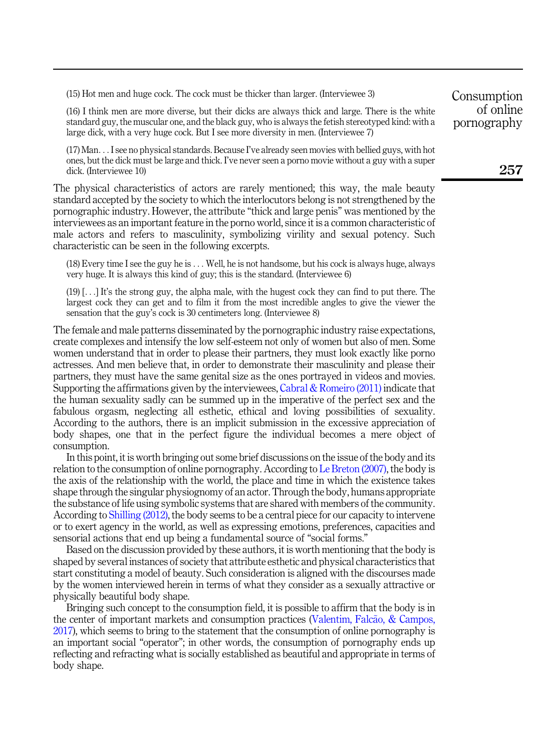(15) Hot men and huge cock. The cock must be thicker than larger. (Interviewee 3)

(16) I think men are more diverse, but their dicks are always thick and large. There is the white standard guy, the muscular one, and the black guy, who is always the fetish stereotyped kind: with a large dick, with a very huge cock. But I see more diversity in men. (Interviewee 7)

(17) Man. . . I see no physical standards. Because I've already seen movies with bellied guys, with hot ones, but the dick must be large and thick. I've never seen a porno movie without a guy with a super dick. (Interviewee 10)

The physical characteristics of actors are rarely mentioned; this way, the male beauty standard accepted by the society to which the interlocutors belong is not strengthened by the pornographic industry. However, the attribute "thick and large penis" was mentioned by the interviewees as an important feature in the porno world, since it is a common characteristic of male actors and refers to masculinity, symbolizing virility and sexual potency. Such characteristic can be seen in the following excerpts.

(18) Every time I see the guy he is . . . Well, he is not handsome, but his cock is always huge, always very huge. It is always this kind of guy; this is the standard. (Interviewee 6)

(19) [. . .] It's the strong guy, the alpha male, with the hugest cock they can find to put there. The largest cock they can get and to film it from the most incredible angles to give the viewer the sensation that the guy's cock is 30 centimeters long. (Interviewee 8)

The female and male patterns disseminated by the pornographic industry raise expectations, create complexes and intensify the low self-esteem not only of women but also of men. Some women understand that in order to please their partners, they must look exactly like porno actresses. And men believe that, in order to demonstrate their masculinity and please their partners, they must have the same genital size as the ones portrayed in videos and movies. Supporting the affirmations given by the interviewees, Cabral & Romeiro (2011) indicate that the human sexuality sadly can be summed up in the imperative of the perfect sex and the fabulous orgasm, neglecting all esthetic, ethical and loving possibilities of sexuality. According to the authors, there is an implicit submission in the excessive appreciation of body shapes, one that in the perfect figure the individual becomes a mere object of consumption.

In this point, it is worth bringing out some brief discussions on the issue of the body and its relation to the consumption of online pornography. According to Le Breton (2007), the body is the axis of the relationship with the world, the place and time in which the existence takes shape through the singular physiognomy of an actor. Through the body, humans appropriate the substance of life using symbolic systems that are shared with members of the community. According to Shilling (2012), the body seems to be a central piece for our capacity to intervene or to exert agency in the world, as well as expressing emotions, preferences, capacities and sensorial actions that end up being a fundamental source of "social forms."

Based on the discussion provided by these authors, it is worth mentioning that the body is shaped by several instances of society that attribute esthetic and physical characteristics that start constituting a model of beauty. Such consideration is aligned with the discourses made by the women interviewed herein in terms of what they consider as a sexually attractive or physically beautiful body shape.

Bringing such concept to the consumption field, it is possible to affirm that the body is in the center of important markets and consumption practices (Valentim, Falcão, & Campos, 2017), which seems to bring to the statement that the consumption of online pornography is an important social "operator"; in other words, the consumption of pornography ends up reflecting and refracting what is socially established as beautiful and appropriate in terms of body shape.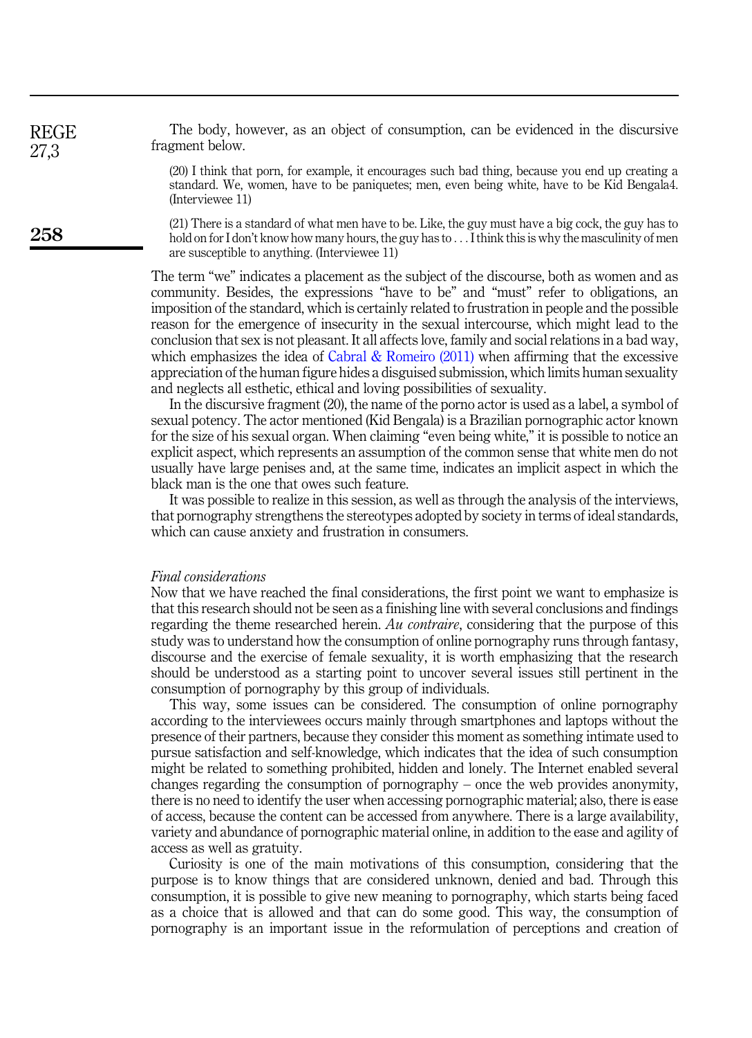The body, however, as an object of consumption, can be evidenced in the discursive fragment below.

> (20) I think that porn, for example, it encourages such bad thing, because you end up creating a standard. We, women, have to be paniquetes; men, even being white, have to be Kid Bengala4. (Interviewee 11)

> (21) There is a standard of what men have to be. Like, the guy must have a big cock, the guy has to hold on for I don't know how many hours, the guy has to . . . I think this is why the masculinity of men are susceptible to anything. (Interviewee 11)

The term "we" indicates a placement as the subject of the discourse, both as women and as community. Besides, the expressions "have to be" and "must" refer to obligations, an imposition of the standard, which is certainly related to frustration in people and the possible reason for the emergence of insecurity in the sexual intercourse, which might lead to the conclusion that sex is not pleasant. It all affects love, family and social relations in a bad way, which emphasizes the idea of Cabral & Romeiro (2011) when affirming that the excessive appreciation of the human figure hides a disguised submission, which limits human sexuality and neglects all esthetic, ethical and loving possibilities of sexuality.

In the discursive fragment (20), the name of the porno actor is used as a label, a symbol of sexual potency. The actor mentioned (Kid Bengala) is a Brazilian pornographic actor known for the size of his sexual organ. When claiming "even being white," it is possible to notice an explicit aspect, which represents an assumption of the common sense that white men do not usually have large penises and, at the same time, indicates an implicit aspect in which the black man is the one that owes such feature.

It was possible to realize in this session, as well as through the analysis of the interviews, that pornography strengthens the stereotypes adopted by society in terms of ideal standards, which can cause anxiety and frustration in consumers.

### *Final considerations*

Now that we have reached the final considerations, the first point we want to emphasize is that this research should not be seen as a finishing line with several conclusions and findings regarding the theme researched herein. *Au contraire*, considering that the purpose of this study was to understand how the consumption of online pornography runs through fantasy, discourse and the exercise of female sexuality, it is worth emphasizing that the research should be understood as a starting point to uncover several issues still pertinent in the consumption of pornography by this group of individuals.

This way, some issues can be considered. The consumption of online pornography according to the interviewees occurs mainly through smartphones and laptops without the presence of their partners, because they consider this moment as something intimate used to pursue satisfaction and self-knowledge, which indicates that the idea of such consumption might be related to something prohibited, hidden and lonely. The Internet enabled several changes regarding the consumption of pornography – once the web provides anonymity, there is no need to identify the user when accessing pornographic material; also, there is ease of access, because the content can be accessed from anywhere. There is a large availability, variety and abundance of pornographic material online, in addition to the ease and agility of access as well as gratuity.

Curiosity is one of the main motivations of this consumption, considering that the purpose is to know things that are considered unknown, denied and bad. Through this consumption, it is possible to give new meaning to pornography, which starts being faced as a choice that is allowed and that can do some good. This way, the consumption of pornography is an important issue in the reformulation of perceptions and creation of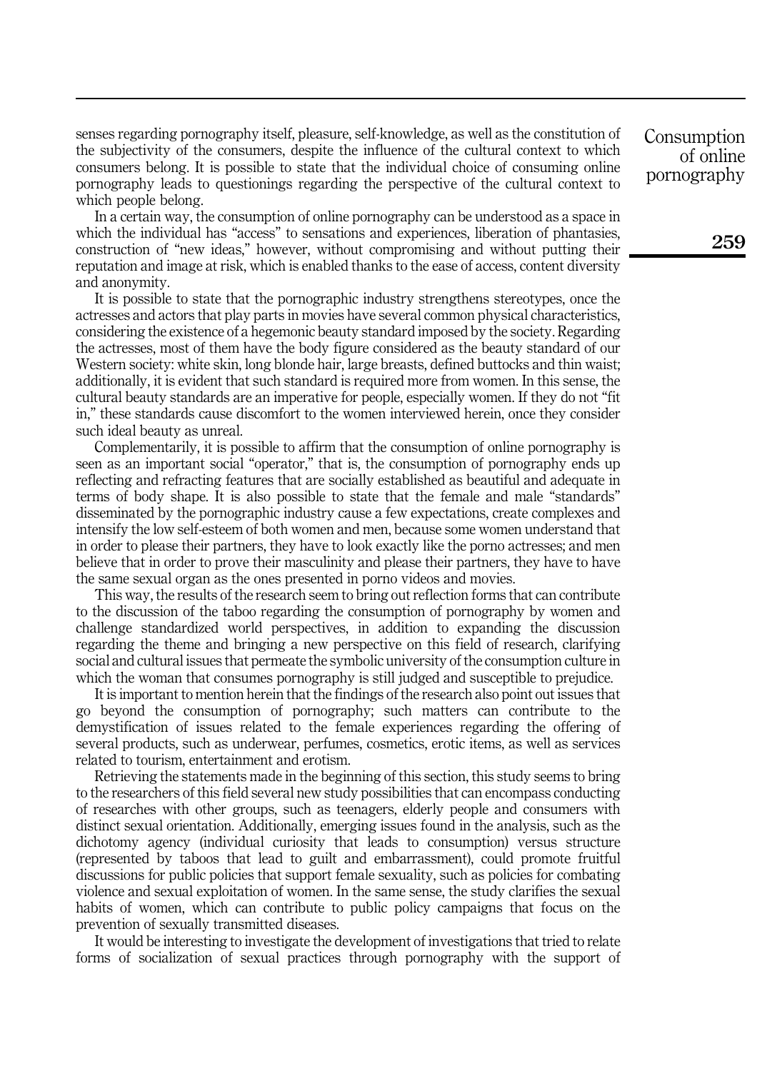senses regarding pornography itself, pleasure, self-knowledge, as well as the constitution of the subjectivity of the consumers, despite the influence of the cultural context to which consumers belong. It is possible to state that the individual choice of consuming online pornography leads to questionings regarding the perspective of the cultural context to which people belong.

In a certain way, the consumption of online pornography can be understood as a space in which the individual has "access" to sensations and experiences, liberation of phantasies, construction of "new ideas," however, without compromising and without putting their reputation and image at risk, which is enabled thanks to the ease of access, content diversity and anonymity.

It is possible to state that the pornographic industry strengthens stereotypes, once the actresses and actors that play parts in movies have several common physical characteristics, considering the existence of a hegemonic beauty standard imposed by the society. Regarding the actresses, most of them have the body figure considered as the beauty standard of our Western society: white skin, long blonde hair, large breasts, defined buttocks and thin waist; additionally, it is evident that such standard is required more from women. In this sense, the cultural beauty standards are an imperative for people, especially women. If they do not "fit in," these standards cause discomfort to the women interviewed herein, once they consider such ideal beauty as unreal.

Complementarily, it is possible to affirm that the consumption of online pornography is seen as an important social "operator," that is, the consumption of pornography ends up reflecting and refracting features that are socially established as beautiful and adequate in terms of body shape. It is also possible to state that the female and male "standards" disseminated by the pornographic industry cause a few expectations, create complexes and intensify the low self-esteem of both women and men, because some women understand that in order to please their partners, they have to look exactly like the porno actresses; and men believe that in order to prove their masculinity and please their partners, they have to have the same sexual organ as the ones presented in porno videos and movies.

This way, the results of the research seem to bring out reflection forms that can contribute to the discussion of the taboo regarding the consumption of pornography by women and challenge standardized world perspectives, in addition to expanding the discussion regarding the theme and bringing a new perspective on this field of research, clarifying social and cultural issues that permeate the symbolic university of the consumption culture in which the woman that consumes pornography is still judged and susceptible to prejudice.

It is important to mention herein that the findings of the research also point out issues that go beyond the consumption of pornography; such matters can contribute to the demystification of issues related to the female experiences regarding the offering of several products, such as underwear, perfumes, cosmetics, erotic items, as well as services related to tourism, entertainment and erotism.

Retrieving the statements made in the beginning of this section, this study seems to bring to the researchers of this field several new study possibilities that can encompass conducting of researches with other groups, such as teenagers, elderly people and consumers with distinct sexual orientation. Additionally, emerging issues found in the analysis, such as the dichotomy agency (individual curiosity that leads to consumption) versus structure (represented by taboos that lead to guilt and embarrassment), could promote fruitful discussions for public policies that support female sexuality, such as policies for combating violence and sexual exploitation of women. In the same sense, the study clarifies the sexual habits of women, which can contribute to public policy campaigns that focus on the prevention of sexually transmitted diseases.

It would be interesting to investigate the development of investigations that tried to relate forms of socialization of sexual practices through pornography with the support of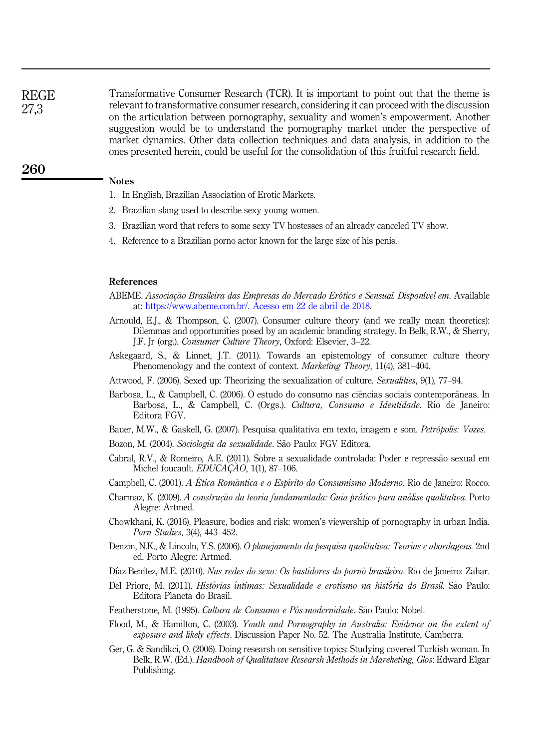Transformative Consumer Research (TCR). It is important to point out that the theme is relevant to transformative consumer research, considering it can proceed with the discussion on the articulation between pornography, sexuality and women's empowerment. Another suggestion would be to understand the pornography market under the perspective of market dynamics. Other data collection techniques and data analysis, in addition to the ones presented herein, could be useful for the consolidation of this fruitful research field.

## Notes

1. In English, Brazilian Association of Erotic Markets.
2. Brazilian slang used to describe sexy young women.
3. Brazilian word that refers to some sexy TV hostesses of an already canceled TV show.
4. Reference to a Brazilian porno actor known for the large size of his penis.

## References

ABEME. *Associação Brasileira das Empresas do Mercado Erótico e Sensual. Disponível em*. Available at: https://www.abeme.com.br/. Acesso em 22 de abril de 2018.

Arnould, E.J., & Thompson, C. (2007). Consumer culture theory (and we really mean theoretics): Dilemmas and opportunities posed by an academic branding strategy. In Belk, R.W., & Sherry, J.F. Jr (org.). *Consumer Culture Theory*, Oxford: Elsevier, 3–22.

Askegaard, S., & Linnet, J.T. (2011). Towards an epistemology of consumer culture theory Phenomenology and the context of context. *Marketing Theory*, 11(4), 381–404.

Attwood, F. (2006). Sexed up: Theorizing the sexualization of culture. *Sexualities*, 9(1), 77–94.

Barbosa, L., & Campbell, C. (2006). O estudo do consumo nas ciências sociais contemporâneas. In Barbosa, L., & Campbell, C. (Orgs.). *Cultura, Consumo e Identidade*. Rio de Janeiro: Editora FGV.

Bauer, M.W., & Gaskell, G. (2007). Pesquisa qualitativa em texto, imagem e som. *Petrópolis: Vozes*.

Bozon, M. (2004). *Sociologia da sexualidade*. São Paulo: FGV Editora.

Cabral, R.V., & Romeiro, A.E. (2011). Sobre a sexualidade controlada: Poder e repressão sexual em Michel foucault. *EDUCAÇÃO*, 1(1), 87–106.

Campbell, C. (2001). *A Ética Romântica e o Espírito do Consumismo Moderno*. Rio de Janeiro: Rocco.

Charmaz, K. (2009). *A construção da teoria fundamentada: Guia prático para análise qualitativa*. Porto Alegre: Artmed.

Chowkhani, K. (2016). Pleasure, bodies and risk: women's viewership of pornography in urban India. *Porn Studies*, 3(4), 443–452.

Denzin, N.K., & Lincoln, Y.S. (2006). *O planejamento da pesquisa qualitativa: Teorias e abordagens.* 2nd ed. Porto Alegre: Artmed.

Díaz-Benítez, M.E. (2010). *Nas redes do sexo: Os bastidores do pornô brasileiro*. Rio de Janeiro: Zahar.

Del Priore, M. (2011). *Histórias íntimas: Sexualidade e erotismo na história do Brasil*. São Paulo: Editora Planeta do Brasil.

Featherstone, M. (1995). *Cultura de Consumo e Pós-modernidade*. São Paulo: Nobel.

Flood, M., & Hamilton, C. (2003). *Youth and Pornography in Australia: Evidence on the extent of exposure and likely effects*. Discussion Paper No. 52. The Australia Institute, Camberra.

Ger, G. & Sandikci, O. (2006). Doing researsh on sensitive topics: Studying covered Turkish woman. In Belk, R.W. (Ed.). *Handbook of Qualitatuve Researsh Methods in Mareketing, Glos*: Edward Elgar Publishing.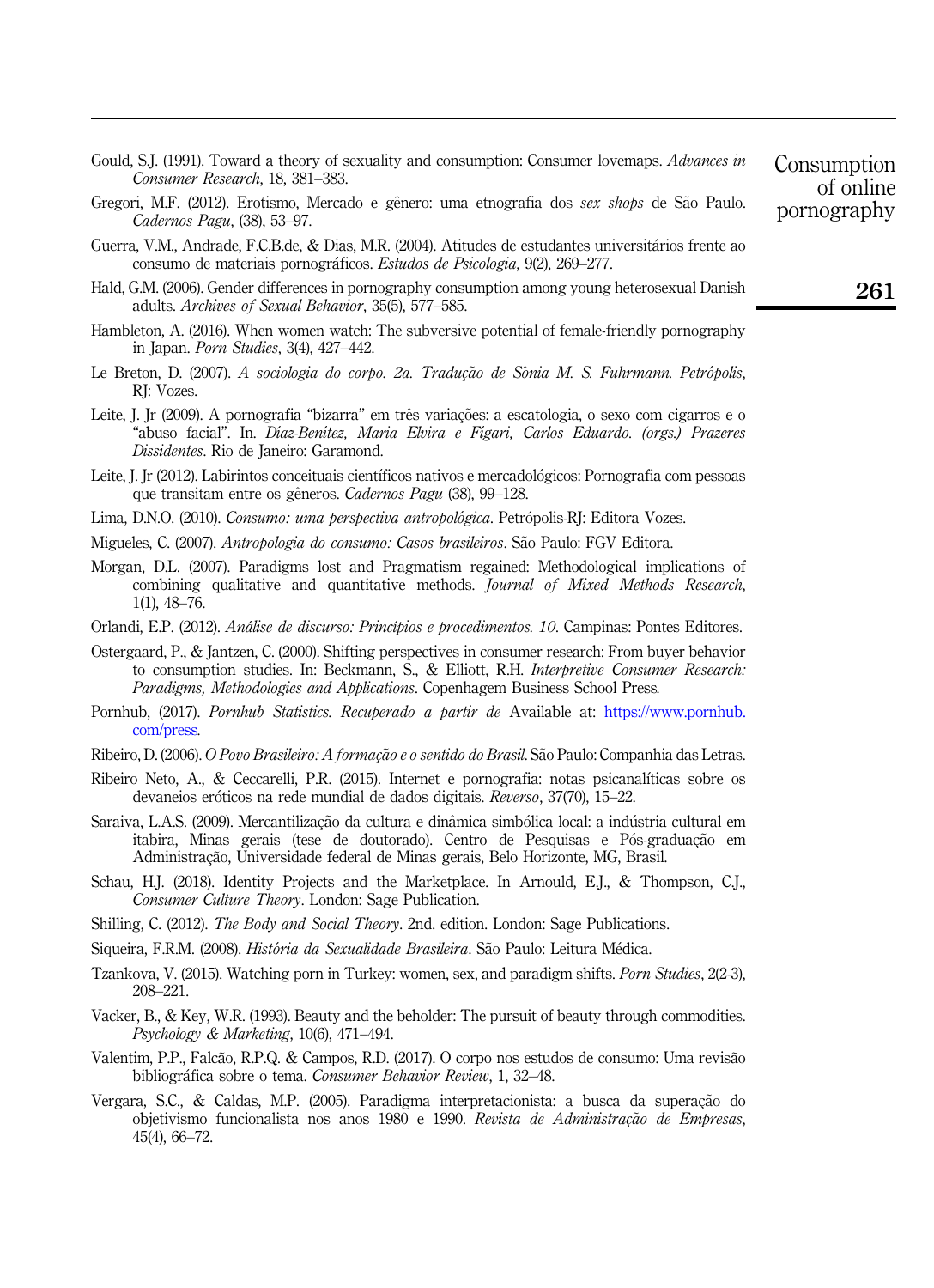Gould, S.J. (1991). Toward a theory of sexuality and consumption: Consumer lovemaps. *Advances in Consumer Research*, 18, 381–383.

Gregori, M.F. (2012). Erotismo, Mercado e gênero: uma etnografia dos *sex shops* de São Paulo. *Cadernos Pagu*, (38), 53–97.

Guerra, V.M., Andrade, F.C.B.de, & Dias, M.R. (2004). Atitudes de estudantes universitários frente ao consumo de materiais pornográficos. *Estudos de Psicologia*, 9(2), 269–277.

Hald, G.M. (2006). Gender differences in pornography consumption among young heterosexual Danish adults. *Archives of Sexual Behavior*, 35(5), 577–585.

Hambleton, A. (2016). When women watch: The subversive potential of female-friendly pornography in Japan. *Porn Studies*, 3(4), 427–442.

Le Breton, D. (2007). *A sociologia do corpo. 2a. Tradução de Sônia M. S. Fuhrmann. Petrópolis*, RJ: Vozes.

Leite, J. Jr (2009). A pornografia "bizarra" em três variações: a escatologia, o sexo com cigarros e o "abuso facial". In. *Díaz-Benítez, Maria Elvira e Fígari, Carlos Eduardo. (orgs.) Prazeres Dissidentes*. Rio de Janeiro: Garamond.

Leite, J. Jr (2012). Labirintos conceituais científicos nativos e mercadológicos: Pornografia com pessoas que transitam entre os gêneros. *Cadernos Pagu* (38), 99–128.

Lima, D.N.O. (2010). *Consumo: uma perspectiva antropológica*. Petrópolis-RJ: Editora Vozes.

Migueles, C. (2007). *Antropologia do consumo: Casos brasileiros*. São Paulo: FGV Editora.

Morgan, D.L. (2007). Paradigms lost and Pragmatism regained: Methodological implications of combining qualitative and quantitative methods. *Journal of Mixed Methods Research*, 1(1), 48–76.

Orlandi, E.P. (2012). *Análise de discurso: Princípios e procedimentos. 10*. Campinas: Pontes Editores.

Ostergaard, P., & Jantzen, C. (2000). Shifting perspectives in consumer research: From buyer behavior to consumption studies. In: Beckmann, S., & Elliott, R.H. *Interpretive Consumer Research: Paradigms, Methodologies and Applications*. Copenhagem Business School Press.

Pornhub, (2017). *Pornhub Statistics. Recuperado a partir de* Available at: https://www.pornhub.com/press.

Ribeiro, D. (2006). *O Povo Brasileiro: A formação e o sentido do Brasil*. São Paulo: Companhia das Letras.

Ribeiro Neto, A., & Ceccarelli, P.R. (2015). Internet e pornografia: notas psicanalíticas sobre os devaneios eróticos na rede mundial de dados digitais. *Reverso*, 37(70), 15–22.

Saraiva, L.A.S. (2009). Mercantilização da cultura e dinâmica simbólica local: a indústria cultural em itabira, Minas gerais (tese de doutorado). Centro de Pesquisas e Pós-graduação em Administração, Universidade federal de Minas gerais, Belo Horizonte, MG, Brasil.

Schau, H.J. (2018). Identity Projects and the Marketplace. In Arnould, E.J., & Thompson, C.J., *Consumer Culture Theory*. London: Sage Publication.

Shilling, C. (2012). *The Body and Social Theory*. 2nd. edition. London: Sage Publications.

Siqueira, F.R.M. (2008). *História da Sexualidade Brasileira*. São Paulo: Leitura Médica.

Tzankova, V. (2015). Watching porn in Turkey: women, sex, and paradigm shifts. *Porn Studies*, 2(2-3), 208–221.

Vacker, B., & Key, W.R. (1993). Beauty and the beholder: The pursuit of beauty through commodities. *Psychology & Marketing*, 10(6), 471–494.

Valentim, P.P., Falcão, R.P.Q. & Campos, R.D. (2017). O corpo nos estudos de consumo: Uma revisão bibliográfica sobre o tema. *Consumer Behavior Review*, 1, 32–48.

Vergara, S.C., & Caldas, M.P. (2005). Paradigma interpretacionista: a busca da superação do objetivismo funcionalista nos anos 1980 e 1990. *Revista de Administração de Empresas*, 45(4), 66–72.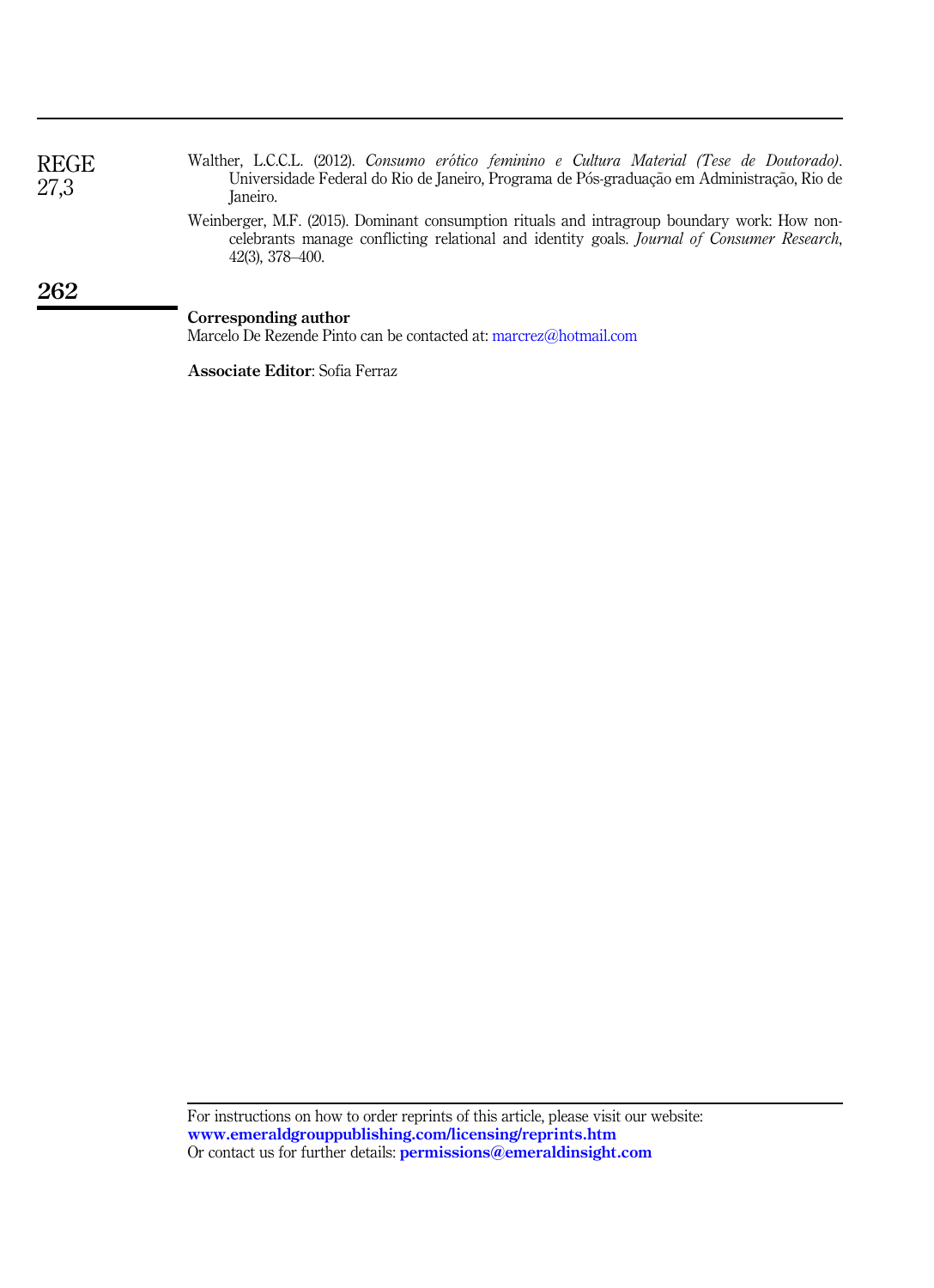Walther, L.C.C.L. (2012). *Consumo erótico feminino e Cultura Material (Tese de Doutorado)*. Universidade Federal do Rio de Janeiro, Programa de Pós-graduação em Administração, Rio de Janeiro.

Weinberger, M.F. (2015). Dominant consumption rituals and intragroup boundary work: How non-celebrants manage conflicting relational and identity goals. *Journal of Consumer Research*, 42(3), 378–400.

**Corresponding author**
Marcelo De Rezende Pinto can be contacted at: marcrez@hotmail.com

**Associate Editor**: Sofia Ferraz

For instructions on how to order reprints of this article, please visit our website:
**www.emeraldgrouppublishing.com/licensing/reprints.htm**
Or contact us for further details: **permissions@emeraldinsight.com**